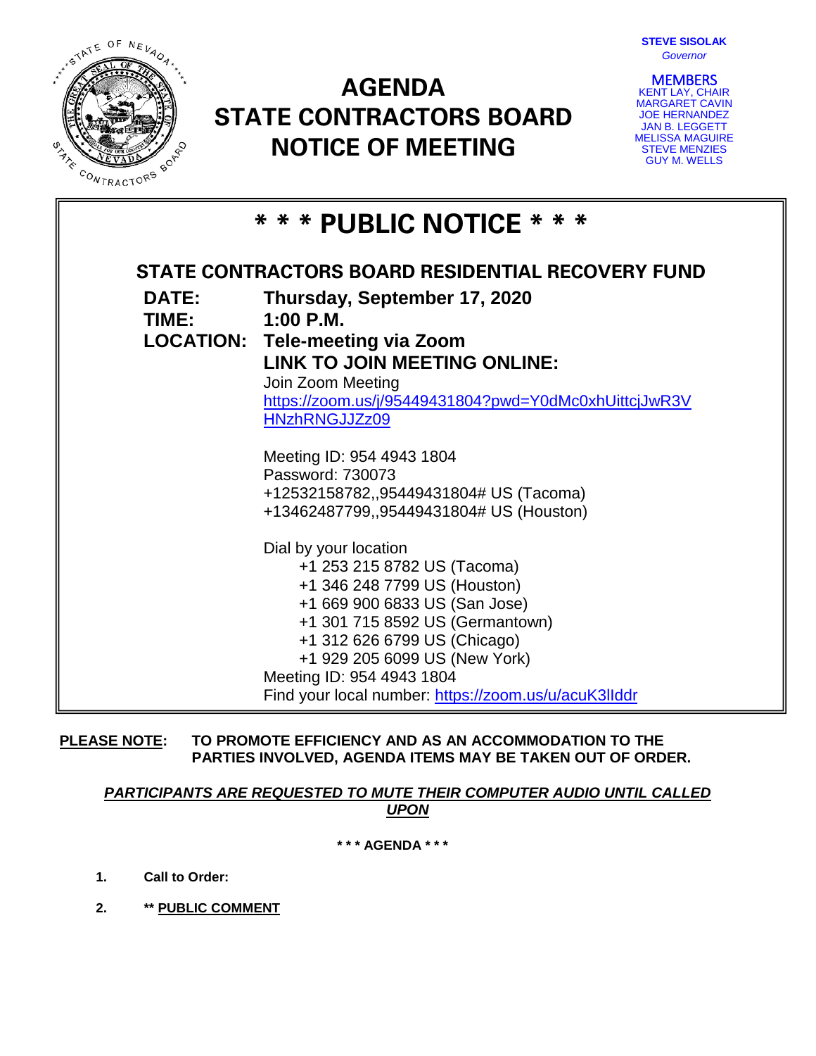STEVE SISOLAK
*Governor*

MEMBERS
KENT LAY, CHAIR
MARGARET CAVIN
JOE HERNANDEZ
JAN B. LEGGETT
MELISSA MAGUIRE
STEVE MENZIES
GUY M. WELLS

# AGENDA
# STATE CONTRACTORS BOARD
# NOTICE OF MEETING

## * * * PUBLIC NOTICE * * *

### STATE CONTRACTORS BOARD RESIDENTIAL RECOVERY FUND

**DATE:** **Thursday, September 17, 2020**

**TIME:** **1:00 P.M.**

**LOCATION:** **Tele-meeting via Zoom**

**LINK TO JOIN MEETING ONLINE:**

Join Zoom Meeting
https://zoom.us/j/95449431804?pwd=Y0dMc0xhUittcjJwR3VHNzhRNGJJZz09

Meeting ID: 954 4943 1804
Password: 730073
+12532158782,,95449431804# US (Tacoma)
+13462487799,,95449431804# US (Houston)

Dial by your location
- +1 253 215 8782 US (Tacoma)
- +1 346 248 7799 US (Houston)
- +1 669 900 6833 US (San Jose)
- +1 301 715 8592 US (Germantown)
- +1 312 626 6799 US (Chicago)
- +1 929 205 6099 US (New York)

Meeting ID: 954 4943 1804
Find your local number: https://zoom.us/u/acuK3lIddr

**PLEASE NOTE: TO PROMOTE EFFICIENCY AND AS AN ACCOMMODATION TO THE PARTIES INVOLVED, AGENDA ITEMS MAY BE TAKEN OUT OF ORDER.**

***PARTICIPANTS ARE REQUESTED TO MUTE THEIR COMPUTER AUDIO UNTIL CALLED UPON***

**\* \* \* AGENDA \* \* \***

1. **Call to Order:**
2. **\*\* PUBLIC COMMENT**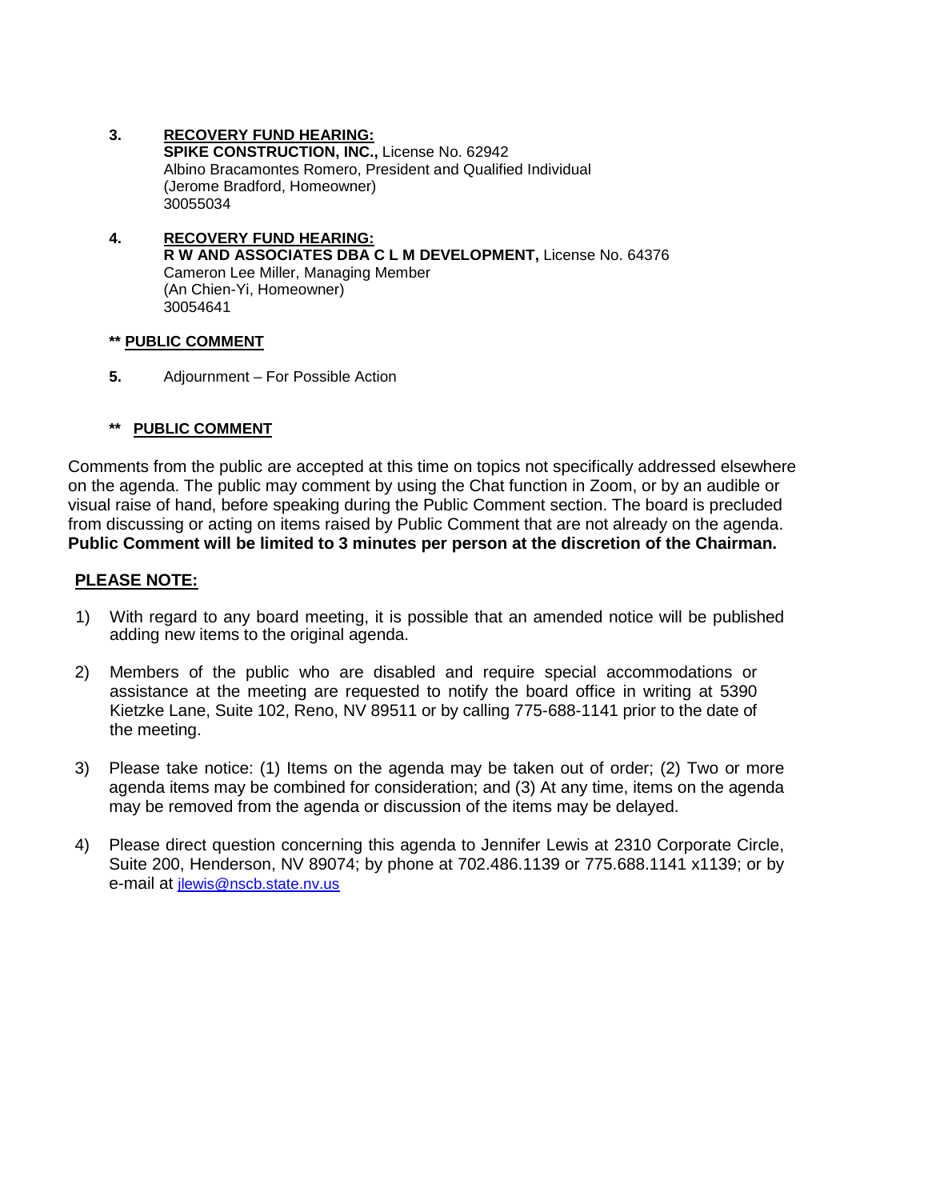**3.** **RECOVERY FUND HEARING:**
**SPIKE CONSTRUCTION, INC.,** License No. 62942
Albino Bracamontes Romero, President and Qualified Individual
(Jerome Bradford, Homeowner)
30055034

**4.** **RECOVERY FUND HEARING:**
**R W AND ASSOCIATES DBA C L M DEVELOPMENT,** License No. 64376
Cameron Lee Miller, Managing Member
(An Chien-Yi, Homeowner)
30054641

**\*\* PUBLIC COMMENT**

**5.** Adjournment – For Possible Action

**\*\* PUBLIC COMMENT**

Comments from the public are accepted at this time on topics not specifically addressed elsewhere on the agenda. The public may comment by using the Chat function in Zoom, or by an audible or visual raise of hand, before speaking during the Public Comment section. The board is precluded from discussing or acting on items raised by Public Comment that are not already on the agenda. **Public Comment will be limited to 3 minutes per person at the discretion of the Chairman.**

**PLEASE NOTE:**

1) With regard to any board meeting, it is possible that an amended notice will be published adding new items to the original agenda.

2) Members of the public who are disabled and require special accommodations or assistance at the meeting are requested to notify the board office in writing at 5390 Kietzke Lane, Suite 102, Reno, NV 89511 or by calling 775-688-1141 prior to the date of the meeting.

3) Please take notice: (1) Items on the agenda may be taken out of order; (2) Two or more agenda items may be combined for consideration; and (3) At any time, items on the agenda may be removed from the agenda or discussion of the items may be delayed.

4) Please direct question concerning this agenda to Jennifer Lewis at 2310 Corporate Circle, Suite 200, Henderson, NV 89074; by phone at 702.486.1139 or 775.688.1141 x1139; or by e-mail at jlewis@nscb.state.nv.us